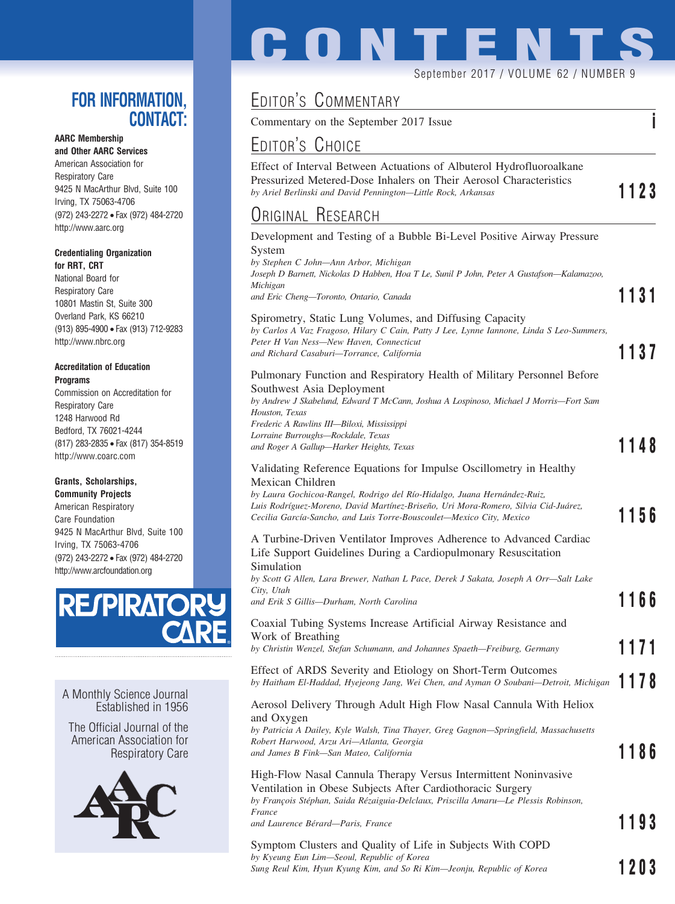# CONTENTS

September 2017 / VOLUME 62 / NUMBER 9

## Editor's Commentary

Commentary on the September 2017 Issue — i

## Editor's Choice

Effect of Interval Between Actuations of Albuterol Hydrofluoroalkane Pressurized Metered-Dose Inhalers on Their Aerosol Characteristics
*by Ariel Berlinski and David Pennington—Little Rock, Arkansas* — **1123**

## Original Research

Development and Testing of a Bubble Bi-Level Positive Airway Pressure System
*by Stephen C John—Ann Arbor, Michigan*
*Joseph D Barnett, Nickolas D Habben, Hoa T Le, Sunil P John, Peter A Gustafson—Kalamazoo, Michigan*
*and Eric Cheng—Toronto, Ontario, Canada* — **1131**

Spirometry, Static Lung Volumes, and Diffusing Capacity
*by Carlos A Vaz Fragoso, Hilary C Cain, Patty J Lee, Lynne Iannone, Linda S Leo-Summers, Peter H Van Ness—New Haven, Connecticut*
*and Richard Casaburi—Torrance, California* — **1137**

Pulmonary Function and Respiratory Health of Military Personnel Before Southwest Asia Deployment
*by Andrew J Skabelund, Edward T McCann, Joshua A Lospinoso, Michael J Morris—Fort Sam Houston, Texas*
*Frederic A Rawlins III—Biloxi, Mississippi*
*Lorraine Burroughs—Rockdale, Texas*
*and Roger A Gallup—Harker Heights, Texas* — **1148**

Validating Reference Equations for Impulse Oscillometry in Healthy Mexican Children
*by Laura Gochicoa-Rangel, Rodrigo del Río-Hidalgo, Juana Hernández-Ruiz, Luis Rodríguez-Moreno, David Martínez-Briseño, Uri Mora-Romero, Silvia Cid-Juárez, Cecilia García-Sancho, and Luis Torre-Bouscoulet—Mexico City, Mexico* — **1156**

A Turbine-Driven Ventilator Improves Adherence to Advanced Cardiac Life Support Guidelines During a Cardiopulmonary Resuscitation Simulation
*by Scott G Allen, Lara Brewer, Nathan L Pace, Derek J Sakata, Joseph A Orr—Salt Lake City, Utah*
*and Erik S Gillis—Durham, North Carolina* — **1166**

Coaxial Tubing Systems Increase Artificial Airway Resistance and Work of Breathing
*by Christin Wenzel, Stefan Schumann, and Johannes Spaeth—Freiburg, Germany* — **1171**

Effect of ARDS Severity and Etiology on Short-Term Outcomes
*by Haitham El-Haddad, Hyejeong Jang, Wei Chen, and Ayman O Soubani—Detroit, Michigan* — **1178**

Aerosol Delivery Through Adult High Flow Nasal Cannula With Heliox and Oxygen
*by Patricia A Dailey, Kyle Walsh, Tina Thayer, Greg Gagnon—Springfield, Massachusetts*
*Robert Harwood, Arzu Ari—Atlanta, Georgia*
*and James B Fink—San Mateo, California* — **1186**

High-Flow Nasal Cannula Therapy Versus Intermittent Noninvasive Ventilation in Obese Subjects After Cardiothoracic Surgery
*by François Stéphan, Saida Rézaiguia-Delclaux, Priscilla Amaru—Le Plessis Robinson, France*
*and Laurence Bérard—Paris, France* — **1193**

Symptom Clusters and Quality of Life in Subjects With COPD
*by Kyeung Eun Lim—Seoul, Republic of Korea*
*Sung Reul Kim, Hyun Kyung Kim, and So Ri Kim—Jeonju, Republic of Korea* — **1203**

---

## FOR INFORMATION, CONTACT:

**AARC Membership and Other AARC Services**
American Association for Respiratory Care
9425 N MacArthur Blvd, Suite 100
Irving, TX 75063-4706
(972) 243-2272 • Fax (972) 484-2720
http://www.aarc.org

**Credentialing Organization for RRT, CRT**
National Board for Respiratory Care
10801 Mastin St, Suite 300
Overland Park, KS 66210
(913) 895-4900 • Fax (913) 712-9283
http://www.nbrc.org

**Accreditation of Education Programs**
Commission on Accreditation for Respiratory Care
1248 Harwood Rd
Bedford, TX 76021-4244
(817) 283-2835 • Fax (817) 354-8519
http://www.coarc.com

**Grants, Scholarships, Community Projects**
American Respiratory Care Foundation
9425 N MacArthur Blvd, Suite 100
Irving, TX 75063-4706
(972) 243-2272 • Fax (972) 484-2720
http://www.arcfoundation.org

RESPIRATORY CARE

A Monthly Science Journal Established in 1956

The Official Journal of the American Association for Respiratory Care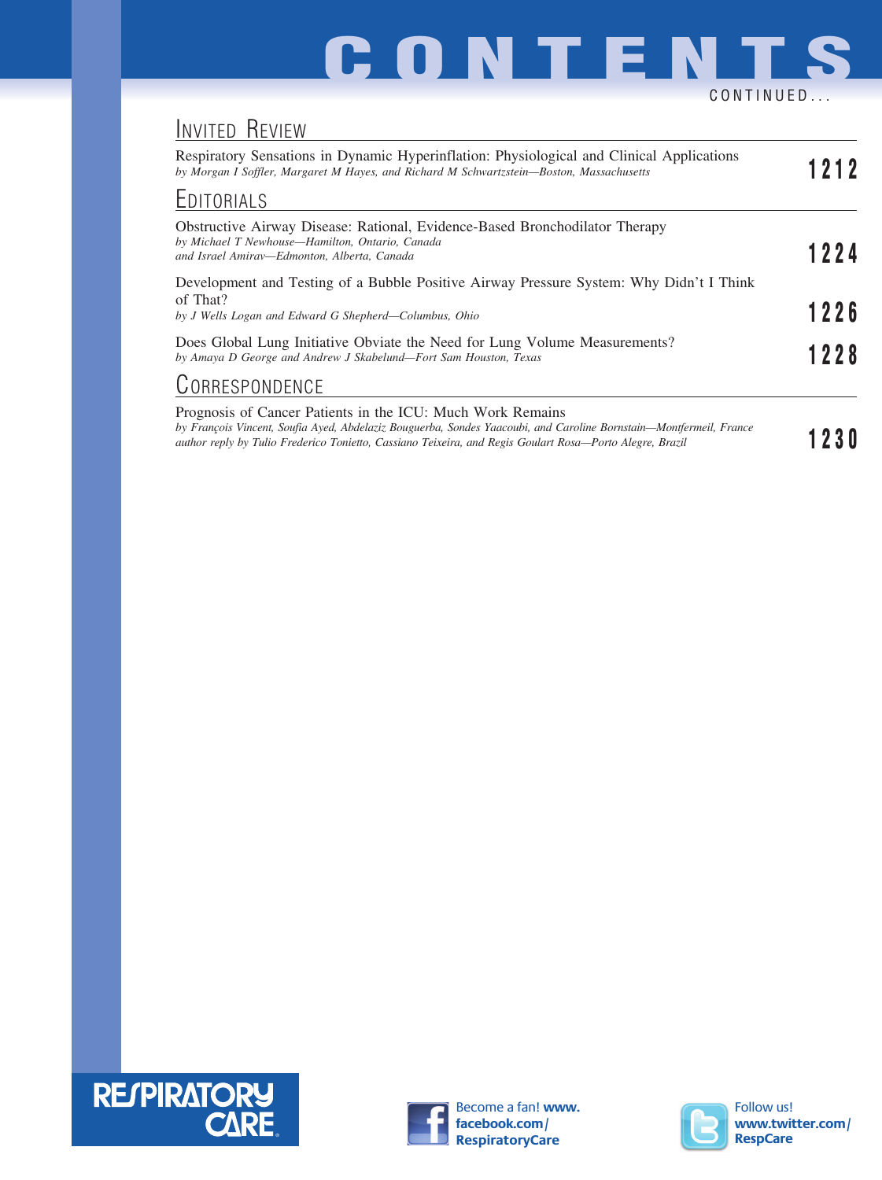# CONTENTS

CONTINUED...

## Invited Review

Respiratory Sensations in Dynamic Hyperinflation: Physiological and Clinical Applications
*by Morgan I Soffler, Margaret M Hayes, and Richard M Schwartzstein—Boston, Massachusetts* — **1212**

## Editorials

Obstructive Airway Disease: Rational, Evidence-Based Bronchodilator Therapy
*by Michael T Newhouse—Hamilton, Ontario, Canada*
*and Israel Amirav—Edmonton, Alberta, Canada* — **1224**

Development and Testing of a Bubble Positive Airway Pressure System: Why Didn't I Think of That?
*by J Wells Logan and Edward G Shepherd—Columbus, Ohio* — **1226**

Does Global Lung Initiative Obviate the Need for Lung Volume Measurements?
*by Amaya D George and Andrew J Skabelund—Fort Sam Houston, Texas* — **1228**

## Correspondence

Prognosis of Cancer Patients in the ICU: Much Work Remains
*by François Vincent, Soufia Ayed, Abdelaziz Bouguerba, Sondes Yaacoubi, and Caroline Bornstain—Montfermeil, France*
*author reply by Tulio Frederico Tonietto, Cassiano Teixeira, and Regis Goulart Rosa—Porto Alegre, Brazil* — **1230**

RESPIRATORY CARE

Become a fan! www.facebook.com/RespiratoryCare

Follow us! www.twitter.com/RespCare